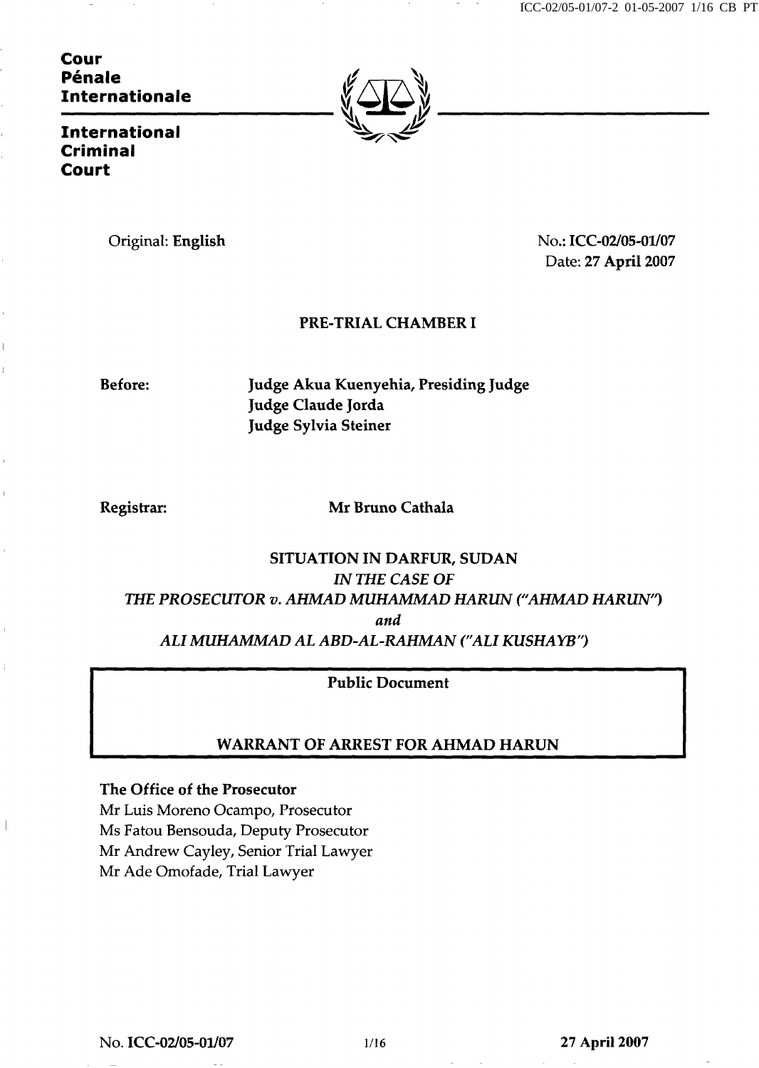**Cour Pénale Internationale**

**International Criminal Court**

Original: **English**

No.: **ICC-02/05-01/07**
Date: **27 April 2007**

**PRE-TRIAL CHAMBER I**

**Before:** **Judge Akua Kuenyehia, Presiding Judge**
**Judge Claude Jorda**
**Judge Sylvia Steiner**

**Registrar:** **Mr Bruno Cathala**

**SITUATION IN DARFUR, SUDAN**

***IN THE CASE OF***

***THE PROSECUTOR v. AHMAD MUHAMMAD HARUN ("AHMAD HARUN")***

***and***

***ALI MUHAMMAD AL ABD-AL-RAHMAN ("ALI KUSHAYB")***

**Public Document**

**WARRANT OF ARREST FOR AHMAD HARUN**

**The Office of the Prosecutor**
Mr Luis Moreno Ocampo, Prosecutor
Ms Fatou Bensouda, Deputy Prosecutor
Mr Andrew Cayley, Senior Trial Lawyer
Mr Ade Omofade, Trial Lawyer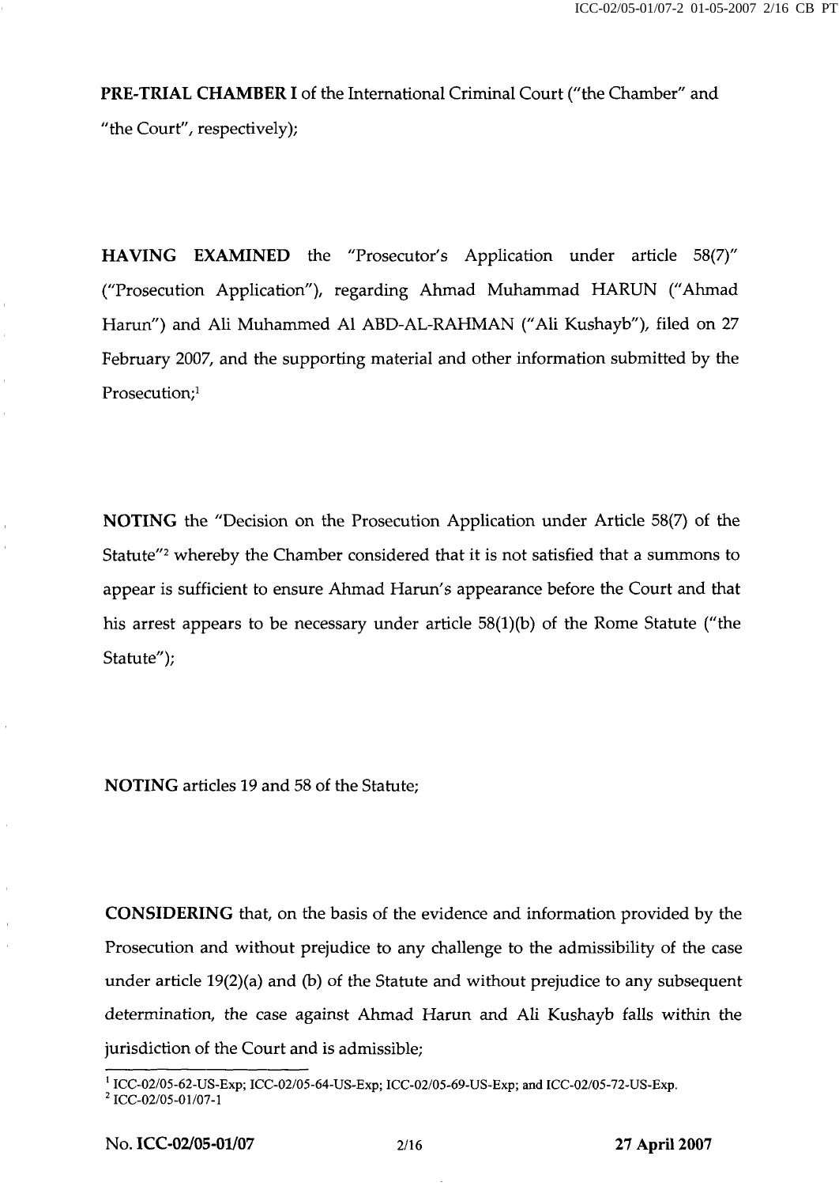**PRE-TRIAL CHAMBER I** of the International Criminal Court ("the Chamber" and "the Court", respectively);

**HAVING EXAMINED** the "Prosecutor's Application under article 58(7)" ("Prosecution Application"), regarding Ahmad Muhammad HARUN ("Ahmad Harun") and Ali Muhammed Al ABD-AL-RAHMAN ("Ali Kushayb"), filed on 27 February 2007, and the supporting material and other information submitted by the Prosecution;[1]

**NOTING** the "Decision on the Prosecution Application under Article 58(7) of the Statute"[2] whereby the Chamber considered that it is not satisfied that a summons to appear is sufficient to ensure Ahmad Harun's appearance before the Court and that his arrest appears to be necessary under article 58(1)(b) of the Rome Statute ("the Statute");

**NOTING** articles 19 and 58 of the Statute;

**CONSIDERING** that, on the basis of the evidence and information provided by the Prosecution and without prejudice to any challenge to the admissibility of the case under article 19(2)(a) and (b) of the Statute and without prejudice to any subsequent determination, the case against Ahmad Harun and Ali Kushayb falls within the jurisdiction of the Court and is admissible;

---

[1] ICC-02/05-62-US-Exp; ICC-02/05-64-US-Exp; ICC-02/05-69-US-Exp; and ICC-02/05-72-US-Exp.

[2] ICC-02/05-01/07-1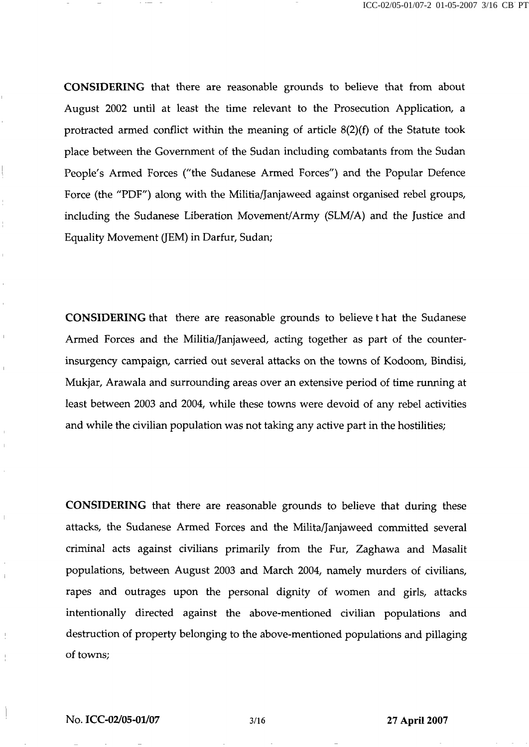**CONSIDERING** that there are reasonable grounds to believe that from about August 2002 until at least the time relevant to the Prosecution Application, a protracted armed conflict within the meaning of article 8(2)(f) of the Statute took place between the Government of the Sudan including combatants from the Sudan People's Armed Forces ("the Sudanese Armed Forces") and the Popular Defence Force (the "PDF") along with the Militia/Janjaweed against organised rebel groups, including the Sudanese Liberation Movement/Army (SLM/A) and the Justice and Equality Movement (JEM) in Darfur, Sudan;

**CONSIDERING** that there are reasonable grounds to believe t hat the Sudanese Armed Forces and the Militia/Janjaweed, acting together as part of the counter-insurgency campaign, carried out several attacks on the towns of Kodoom, Bindisi, Mukjar, Arawala and surrounding areas over an extensive period of time running at least between 2003 and 2004, while these towns were devoid of any rebel activities and while the civilian population was not taking any active part in the hostilities;

**CONSIDERING** that there are reasonable grounds to believe that during these attacks, the Sudanese Armed Forces and the Milita/Janjaweed committed several criminal acts against civilians primarily from the Fur, Zaghawa and Masalit populations, between August 2003 and March 2004, namely murders of civilians, rapes and outrages upon the personal dignity of women and girls, attacks intentionally directed against the above-mentioned civilian populations and destruction of property belonging to the above-mentioned populations and pillaging of towns;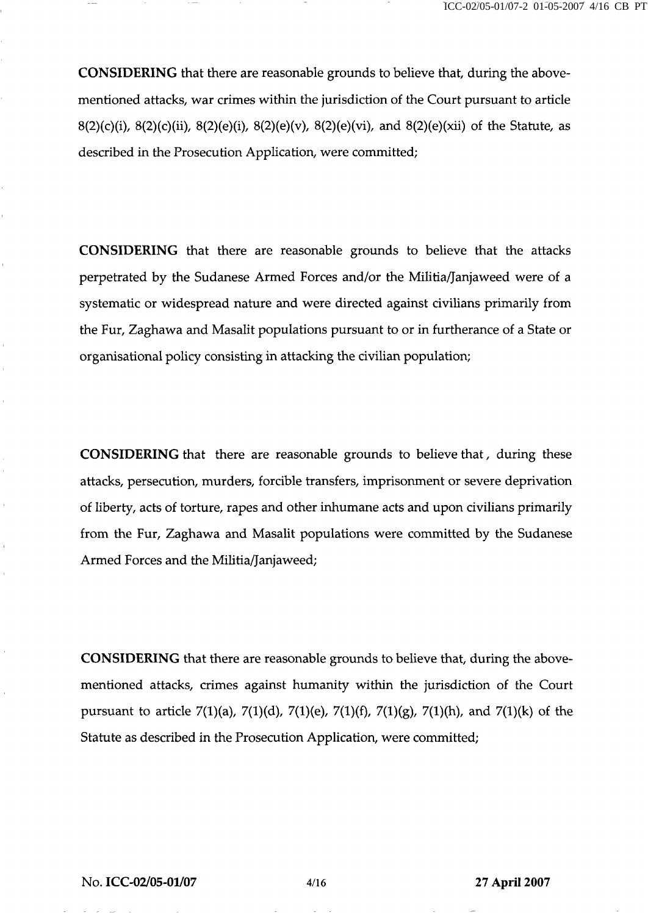**CONSIDERING** that there are reasonable grounds to believe that, during the above-mentioned attacks, war crimes within the jurisdiction of the Court pursuant to article 8(2)(c)(i), 8(2)(c)(ii), 8(2)(e)(i), 8(2)(e)(v), 8(2)(e)(vi), and 8(2)(e)(xii) of the Statute, as described in the Prosecution Application, were committed;

**CONSIDERING** that there are reasonable grounds to believe that the attacks perpetrated by the Sudanese Armed Forces and/or the Militia/Janjaweed were of a systematic or widespread nature and were directed against civilians primarily from the Fur, Zaghawa and Masalit populations pursuant to or in furtherance of a State or organisational policy consisting in attacking the civilian population;

**CONSIDERING** that there are reasonable grounds to believe that, during these attacks, persecution, murders, forcible transfers, imprisonment or severe deprivation of liberty, acts of torture, rapes and other inhumane acts and upon civilians primarily from the Fur, Zaghawa and Masalit populations were committed by the Sudanese Armed Forces and the Militia/Janjaweed;

**CONSIDERING** that there are reasonable grounds to believe that, during the above-mentioned attacks, crimes against humanity within the jurisdiction of the Court pursuant to article 7(1)(a), 7(1)(d), 7(1)(e), 7(1)(f), 7(1)(g), 7(1)(h), and 7(1)(k) of the Statute as described in the Prosecution Application, were committed;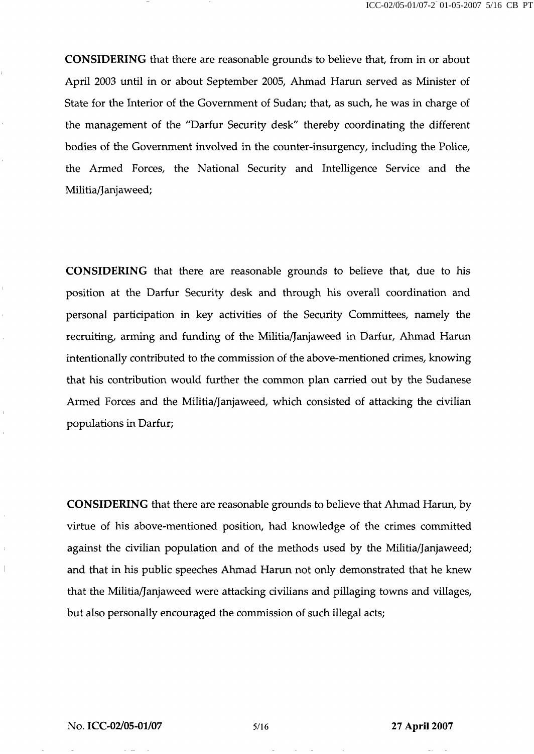**CONSIDERING** that there are reasonable grounds to believe that, from in or about April 2003 until in or about September 2005, Ahmad Harun served as Minister of State for the Interior of the Government of Sudan; that, as such, he was in charge of the management of the "Darfur Security desk" thereby coordinating the different bodies of the Government involved in the counter-insurgency, including the Police, the Armed Forces, the National Security and Intelligence Service and the Militia/Janjaweed;

**CONSIDERING** that there are reasonable grounds to believe that, due to his position at the Darfur Security desk and through his overall coordination and personal participation in key activities of the Security Committees, namely the recruiting, arming and funding of the Militia/Janjaweed in Darfur, Ahmad Harun intentionally contributed to the commission of the above-mentioned crimes, knowing that his contribution would further the common plan carried out by the Sudanese Armed Forces and the Militia/Janjaweed, which consisted of attacking the civilian populations in Darfur;

**CONSIDERING** that there are reasonable grounds to believe that Ahmad Harun, by virtue of his above-mentioned position, had knowledge of the crimes committed against the civilian population and of the methods used by the Militia/Janjaweed; and that in his public speeches Ahmad Harun not only demonstrated that he knew that the Militia/Janjaweed were attacking civilians and pillaging towns and villages, but also personally encouraged the commission of such illegal acts;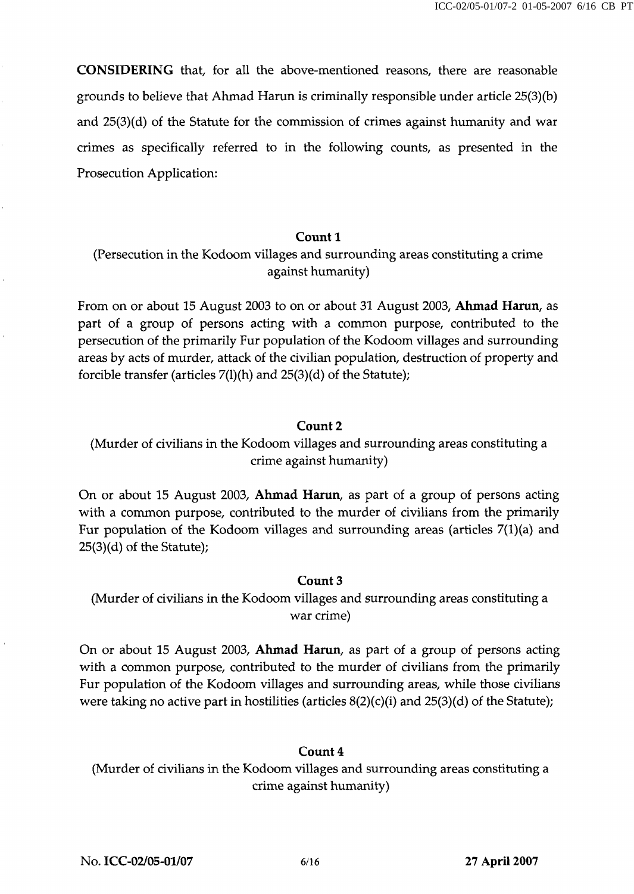**CONSIDERING** that, for all the above-mentioned reasons, there are reasonable grounds to believe that Ahmad Harun is criminally responsible under article 25(3)(b) and 25(3)(d) of the Statute for the commission of crimes against humanity and war crimes as specifically referred to in the following counts, as presented in the Prosecution Application:

**Count 1**

(Persecution in the Kodoom villages and surrounding areas constituting a crime against humanity)

From on or about 15 August 2003 to on or about 31 August 2003, **Ahmad Harun**, as part of a group of persons acting with a common purpose, contributed to the persecution of the primarily Fur population of the Kodoom villages and surrounding areas by acts of murder, attack of the civilian population, destruction of property and forcible transfer (articles 7(l)(h) and 25(3)(d) of the Statute);

**Count 2**

(Murder of civilians in the Kodoom villages and surrounding areas constituting a crime against humanity)

On or about 15 August 2003, **Ahmad Harun**, as part of a group of persons acting with a common purpose, contributed to the murder of civilians from the primarily Fur population of the Kodoom villages and surrounding areas (articles 7(1)(a) and 25(3)(d) of the Statute);

**Count 3**

(Murder of civilians in the Kodoom villages and surrounding areas constituting a war crime)

On or about 15 August 2003, **Ahmad Harun**, as part of a group of persons acting with a common purpose, contributed to the murder of civilians from the primarily Fur population of the Kodoom villages and surrounding areas, while those civilians were taking no active part in hostilities (articles 8(2)(c)(i) and 25(3)(d) of the Statute);

**Count 4**

(Murder of civilians in the Kodoom villages and surrounding areas constituting a crime against humanity)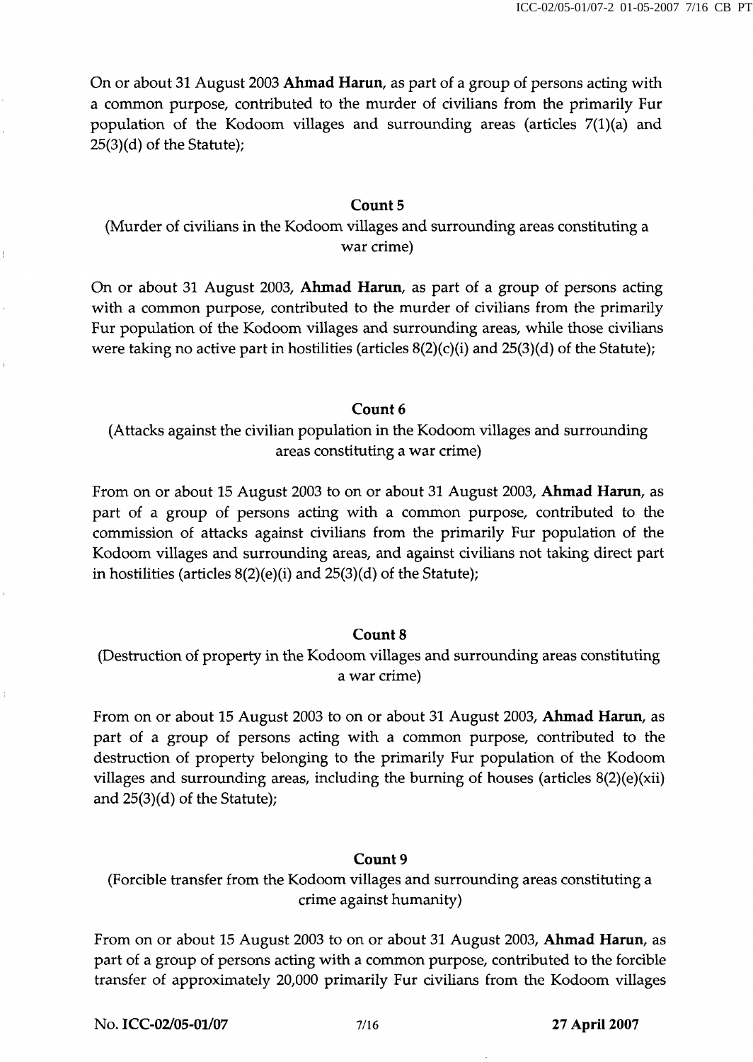On or about 31 August 2003 **Ahmad Harun**, as part of a group of persons acting with a common purpose, contributed to the murder of civilians from the primarily Fur population of the Kodoom villages and surrounding areas (articles 7(1)(a) and 25(3)(d) of the Statute);

**Count 5**

(Murder of civilians in the Kodoom villages and surrounding areas constituting a war crime)

On or about 31 August 2003, **Ahmad Harun**, as part of a group of persons acting with a common purpose, contributed to the murder of civilians from the primarily Fur population of the Kodoom villages and surrounding areas, while those civilians were taking no active part in hostilities (articles 8(2)(c)(i) and 25(3)(d) of the Statute);

**Count 6**

(Attacks against the civilian population in the Kodoom villages and surrounding areas constituting a war crime)

From on or about 15 August 2003 to on or about 31 August 2003, **Ahmad Harun**, as part of a group of persons acting with a common purpose, contributed to the commission of attacks against civilians from the primarily Fur population of the Kodoom villages and surrounding areas, and against civilians not taking direct part in hostilities (articles 8(2)(e)(i) and 25(3)(d) of the Statute);

**Count 8**

(Destruction of property in the Kodoom villages and surrounding areas constituting a war crime)

From on or about 15 August 2003 to on or about 31 August 2003, **Ahmad Harun**, as part of a group of persons acting with a common purpose, contributed to the destruction of property belonging to the primarily Fur population of the Kodoom villages and surrounding areas, including the burning of houses (articles 8(2)(e)(xii) and 25(3)(d) of the Statute);

**Count 9**

(Forcible transfer from the Kodoom villages and surrounding areas constituting a crime against humanity)

From on or about 15 August 2003 to on or about 31 August 2003, **Ahmad Harun**, as part of a group of persons acting with a common purpose, contributed to the forcible transfer of approximately 20,000 primarily Fur civilians from the Kodoom villages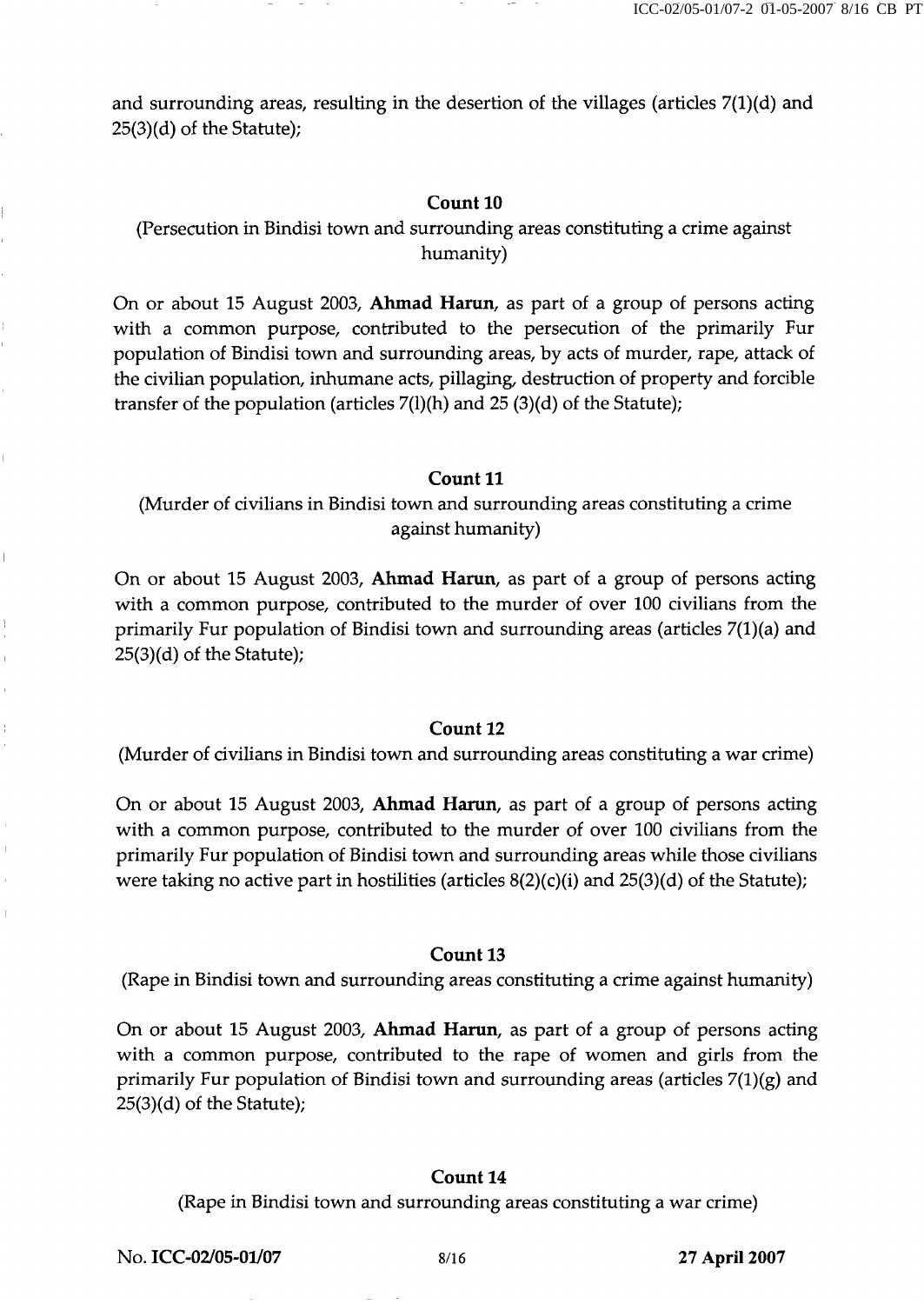and surrounding areas, resulting in the desertion of the villages (articles 7(1)(d) and 25(3)(d) of the Statute);

**Count 10**

(Persecution in Bindisi town and surrounding areas constituting a crime against humanity)

On or about 15 August 2003, **Ahmad Harun**, as part of a group of persons acting with a common purpose, contributed to the persecution of the primarily Fur population of Bindisi town and surrounding areas, by acts of murder, rape, attack of the civilian population, inhumane acts, pillaging, destruction of property and forcible transfer of the population (articles 7(l)(h) and 25 (3)(d) of the Statute);

**Count 11**

(Murder of civilians in Bindisi town and surrounding areas constituting a crime against humanity)

On or about 15 August 2003, **Ahmad Harun**, as part of a group of persons acting with a common purpose, contributed to the murder of over 100 civilians from the primarily Fur population of Bindisi town and surrounding areas (articles 7(1)(a) and 25(3)(d) of the Statute);

**Count 12**

(Murder of civilians in Bindisi town and surrounding areas constituting a war crime)

On or about 15 August 2003, **Ahmad Harun**, as part of a group of persons acting with a common purpose, contributed to the murder of over 100 civilians from the primarily Fur population of Bindisi town and surrounding areas while those civilians were taking no active part in hostilities (articles 8(2)(c)(i) and 25(3)(d) of the Statute);

**Count 13**

(Rape in Bindisi town and surrounding areas constituting a crime against humanity)

On or about 15 August 2003, **Ahmad Harun**, as part of a group of persons acting with a common purpose, contributed to the rape of women and girls from the primarily Fur population of Bindisi town and surrounding areas (articles 7(1)(g) and 25(3)(d) of the Statute);

**Count 14**

(Rape in Bindisi town and surrounding areas constituting a war crime)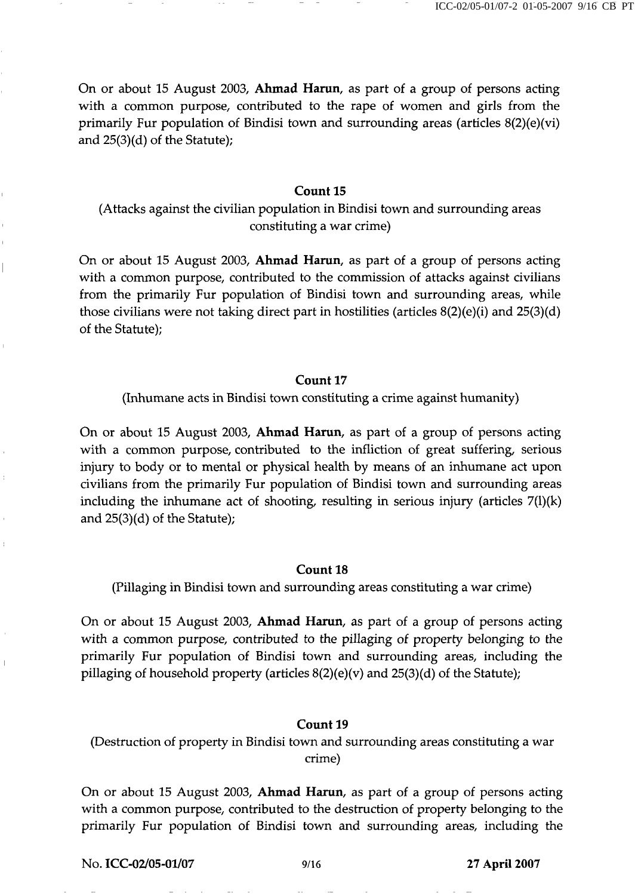On or about 15 August 2003, **Ahmad Harun**, as part of a group of persons acting with a common purpose, contributed to the rape of women and girls from the primarily Fur population of Bindisi town and surrounding areas (articles 8(2)(e)(vi) and 25(3)(d) of the Statute);

**Count 15**

(Attacks against the civilian population in Bindisi town and surrounding areas constituting a war crime)

On or about 15 August 2003, **Ahmad Harun**, as part of a group of persons acting with a common purpose, contributed to the commission of attacks against civilians from the primarily Fur population of Bindisi town and surrounding areas, while those civilians were not taking direct part in hostilities (articles 8(2)(e)(i) and 25(3)(d) of the Statute);

**Count 17**

(Inhumane acts in Bindisi town constituting a crime against humanity)

On or about 15 August 2003, **Ahmad Harun**, as part of a group of persons acting with a common purpose, contributed to the infliction of great suffering, serious injury to body or to mental or physical health by means of an inhumane act upon civilians from the primarily Fur population of Bindisi town and surrounding areas including the inhumane act of shooting, resulting in serious injury (articles 7(l)(k) and 25(3)(d) of the Statute);

**Count 18**

(Pillaging in Bindisi town and surrounding areas constituting a war crime)

On or about 15 August 2003, **Ahmad Harun**, as part of a group of persons acting with a common purpose, contributed to the pillaging of property belonging to the primarily Fur population of Bindisi town and surrounding areas, including the pillaging of household property (articles 8(2)(e)(v) and 25(3)(d) of the Statute);

**Count 19**

(Destruction of property in Bindisi town and surrounding areas constituting a war crime)

On or about 15 August 2003, **Ahmad Harun**, as part of a group of persons acting with a common purpose, contributed to the destruction of property belonging to the primarily Fur population of Bindisi town and surrounding areas, including the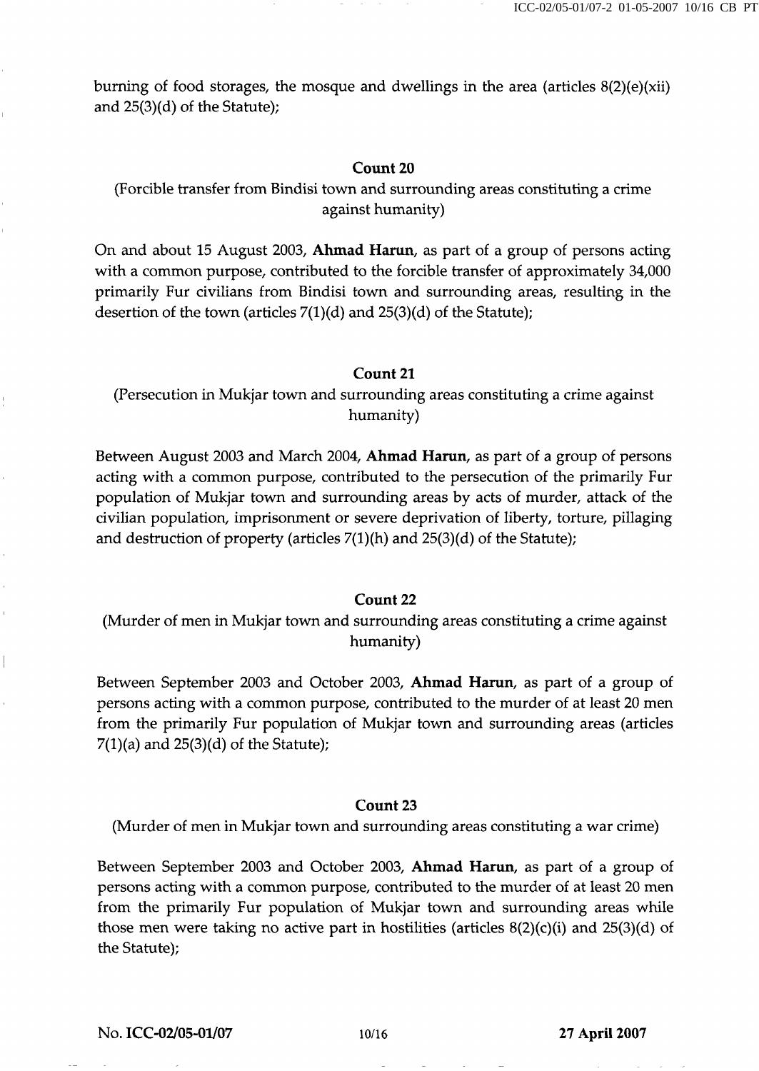burning of food storages, the mosque and dwellings in the area (articles 8(2)(e)(xii) and 25(3)(d) of the Statute);

**Count 20**

(Forcible transfer from Bindisi town and surrounding areas constituting a crime against humanity)

On and about 15 August 2003, **Ahmad Harun**, as part of a group of persons acting with a common purpose, contributed to the forcible transfer of approximately 34,000 primarily Fur civilians from Bindisi town and surrounding areas, resulting in the desertion of the town (articles 7(1)(d) and 25(3)(d) of the Statute);

**Count 21**

(Persecution in Mukjar town and surrounding areas constituting a crime against humanity)

Between August 2003 and March 2004, **Ahmad Harun**, as part of a group of persons acting with a common purpose, contributed to the persecution of the primarily Fur population of Mukjar town and surrounding areas by acts of murder, attack of the civilian population, imprisonment or severe deprivation of liberty, torture, pillaging and destruction of property (articles 7(1)(h) and 25(3)(d) of the Statute);

**Count 22**

(Murder of men in Mukjar town and surrounding areas constituting a crime against humanity)

Between September 2003 and October 2003, **Ahmad Harun**, as part of a group of persons acting with a common purpose, contributed to the murder of at least 20 men from the primarily Fur population of Mukjar town and surrounding areas (articles 7(1)(a) and 25(3)(d) of the Statute);

**Count 23**

(Murder of men in Mukjar town and surrounding areas constituting a war crime)

Between September 2003 and October 2003, **Ahmad Harun**, as part of a group of persons acting with a common purpose, contributed to the murder of at least 20 men from the primarily Fur population of Mukjar town and surrounding areas while those men were taking no active part in hostilities (articles 8(2)(c)(i) and 25(3)(d) of the Statute);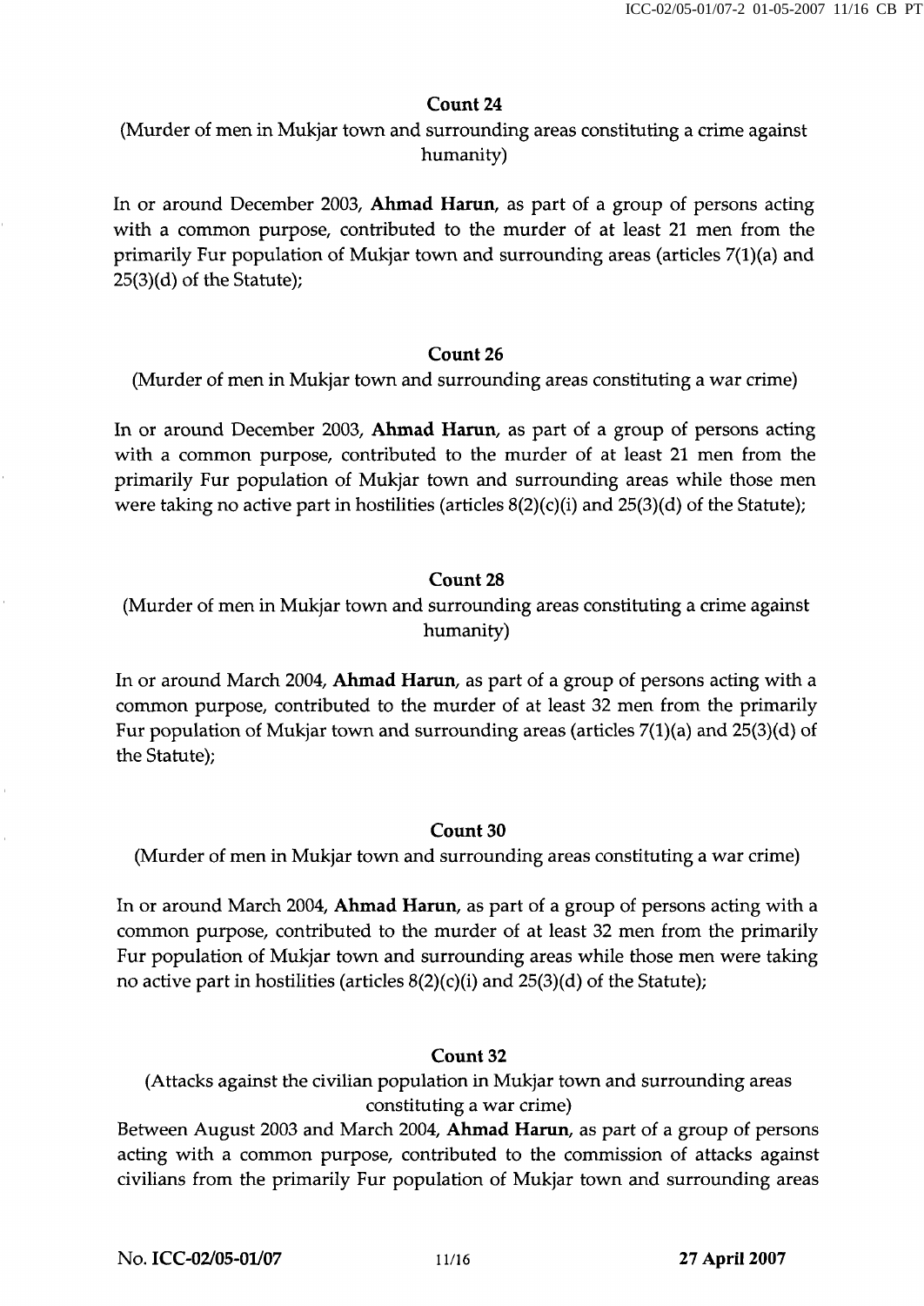**Count 24**

(Murder of men in Mukjar town and surrounding areas constituting a crime against humanity)

In or around December 2003, **Ahmad Harun**, as part of a group of persons acting with a common purpose, contributed to the murder of at least 21 men from the primarily Fur population of Mukjar town and surrounding areas (articles 7(1)(a) and 25(3)(d) of the Statute);

**Count 26**

(Murder of men in Mukjar town and surrounding areas constituting a war crime)

In or around December 2003, **Ahmad Harun**, as part of a group of persons acting with a common purpose, contributed to the murder of at least 21 men from the primarily Fur population of Mukjar town and surrounding areas while those men were taking no active part in hostilities (articles 8(2)(c)(i) and 25(3)(d) of the Statute);

**Count 28**

(Murder of men in Mukjar town and surrounding areas constituting a crime against humanity)

In or around March 2004, **Ahmad Harun**, as part of a group of persons acting with a common purpose, contributed to the murder of at least 32 men from the primarily Fur population of Mukjar town and surrounding areas (articles 7(1)(a) and 25(3)(d) of the Statute);

**Count 30**

(Murder of men in Mukjar town and surrounding areas constituting a war crime)

In or around March 2004, **Ahmad Harun**, as part of a group of persons acting with a common purpose, contributed to the murder of at least 32 men from the primarily Fur population of Mukjar town and surrounding areas while those men were taking no active part in hostilities (articles 8(2)(c)(i) and 25(3)(d) of the Statute);

**Count 32**

(Attacks against the civilian population in Mukjar town and surrounding areas constituting a war crime)

Between August 2003 and March 2004, **Ahmad Harun**, as part of a group of persons acting with a common purpose, contributed to the commission of attacks against civilians from the primarily Fur population of Mukjar town and surrounding areas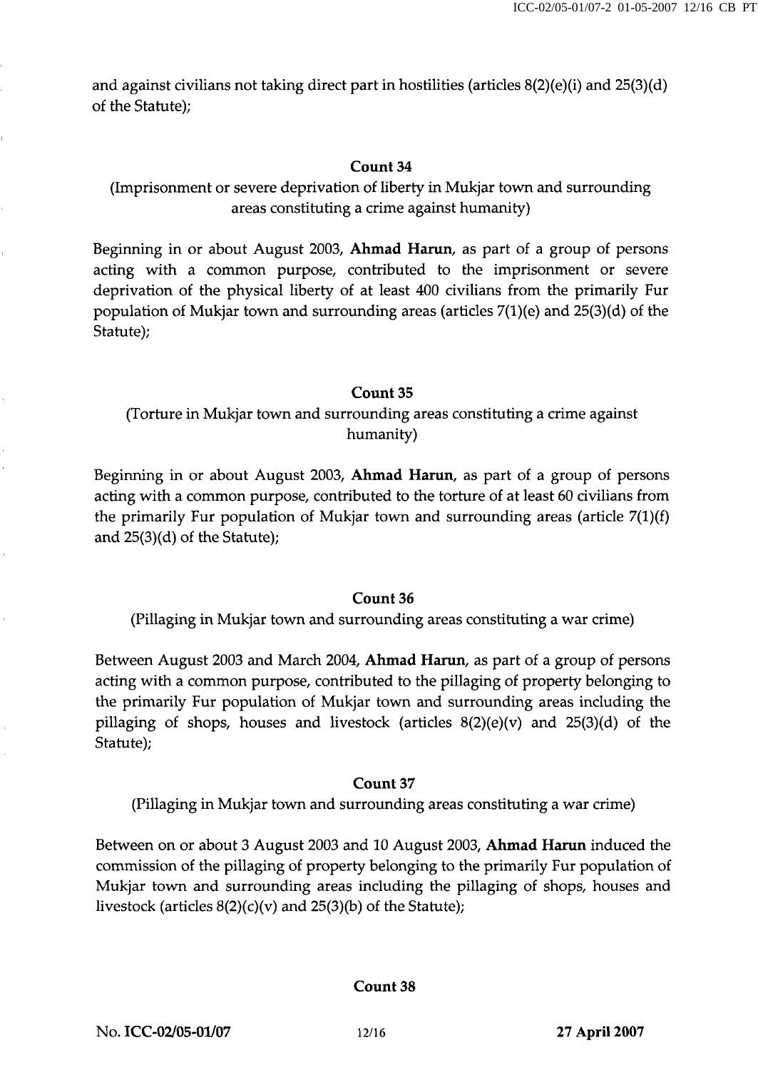and against civilians not taking direct part in hostilities (articles 8(2)(e)(i) and 25(3)(d) of the Statute);

**Count 34**

(Imprisonment or severe deprivation of liberty in Mukjar town and surrounding areas constituting a crime against humanity)

Beginning in or about August 2003, **Ahmad Harun**, as part of a group of persons acting with a common purpose, contributed to the imprisonment or severe deprivation of the physical liberty of at least 400 civilians from the primarily Fur population of Mukjar town and surrounding areas (articles 7(1)(e) and 25(3)(d) of the Statute);

**Count 35**

(Torture in Mukjar town and surrounding areas constituting a crime against humanity)

Beginning in or about August 2003, **Ahmad Harun**, as part of a group of persons acting with a common purpose, contributed to the torture of at least 60 civilians from the primarily Fur population of Mukjar town and surrounding areas (article 7(1)(f) and 25(3)(d) of the Statute);

**Count 36**

(Pillaging in Mukjar town and surrounding areas constituting a war crime)

Between August 2003 and March 2004, **Ahmad Harun**, as part of a group of persons acting with a common purpose, contributed to the pillaging of property belonging to the primarily Fur population of Mukjar town and surrounding areas including the pillaging of shops, houses and livestock (articles 8(2)(e)(v) and 25(3)(d) of the Statute);

**Count 37**

(Pillaging in Mukjar town and surrounding areas constituting a war crime)

Between on or about 3 August 2003 and 10 August 2003, **Ahmad Harun** induced the commission of the pillaging of property belonging to the primarily Fur population of Mukjar town and surrounding areas including the pillaging of shops, houses and livestock (articles 8(2)(c)(v) and 25(3)(b) of the Statute);

**Count 38**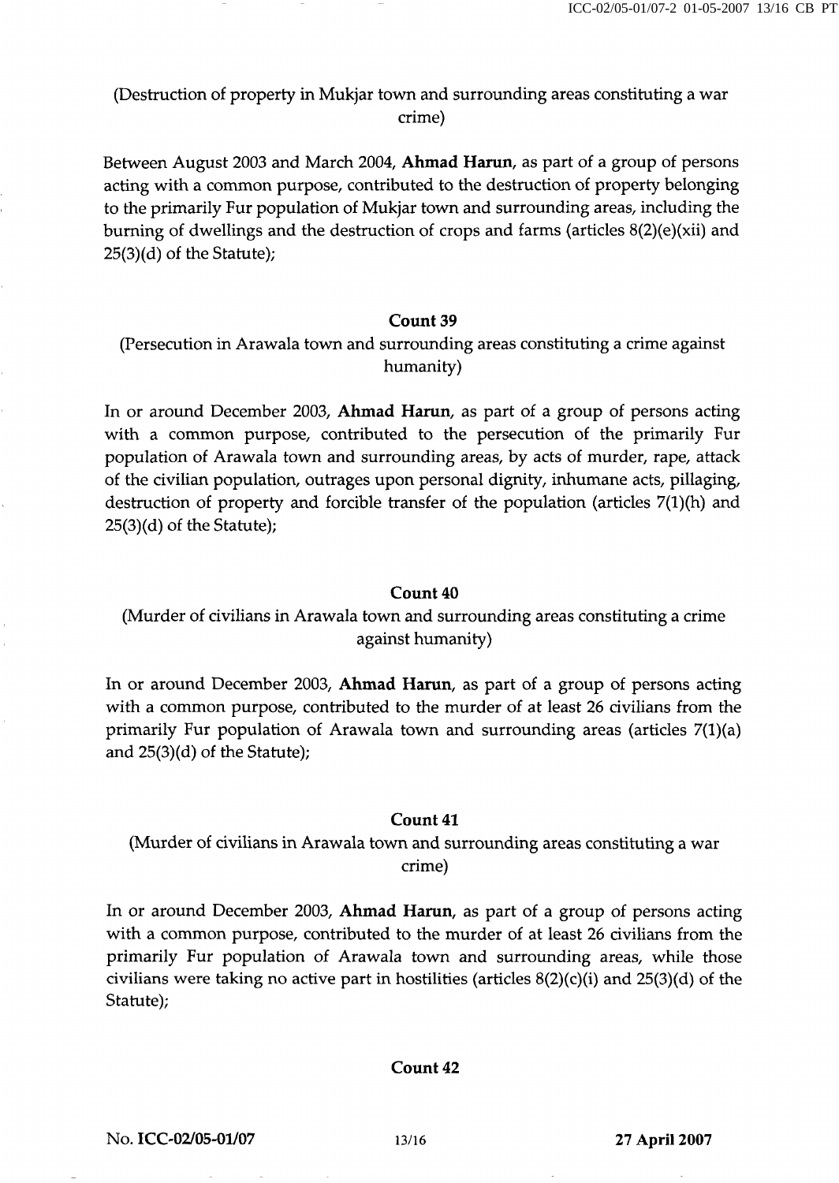(Destruction of property in Mukjar town and surrounding areas constituting a war crime)

Between August 2003 and March 2004, **Ahmad Harun**, as part of a group of persons acting with a common purpose, contributed to the destruction of property belonging to the primarily Fur population of Mukjar town and surrounding areas, including the burning of dwellings and the destruction of crops and farms (articles 8(2)(e)(xii) and 25(3)(d) of the Statute);

**Count 39**

(Persecution in Arawala town and surrounding areas constituting a crime against humanity)

In or around December 2003, **Ahmad Harun**, as part of a group of persons acting with a common purpose, contributed to the persecution of the primarily Fur population of Arawala town and surrounding areas, by acts of murder, rape, attack of the civilian population, outrages upon personal dignity, inhumane acts, pillaging, destruction of property and forcible transfer of the population (articles 7(1)(h) and 25(3)(d) of the Statute);

**Count 40**

(Murder of civilians in Arawala town and surrounding areas constituting a crime against humanity)

In or around December 2003, **Ahmad Harun**, as part of a group of persons acting with a common purpose, contributed to the murder of at least 26 civilians from the primarily Fur population of Arawala town and surrounding areas (articles 7(1)(a) and 25(3)(d) of the Statute);

**Count 41**

(Murder of civilians in Arawala town and surrounding areas constituting a war crime)

In or around December 2003, **Ahmad Harun**, as part of a group of persons acting with a common purpose, contributed to the murder of at least 26 civilians from the primarily Fur population of Arawala town and surrounding areas, while those civilians were taking no active part in hostilities (articles 8(2)(c)(i) and 25(3)(d) of the Statute);

**Count 42**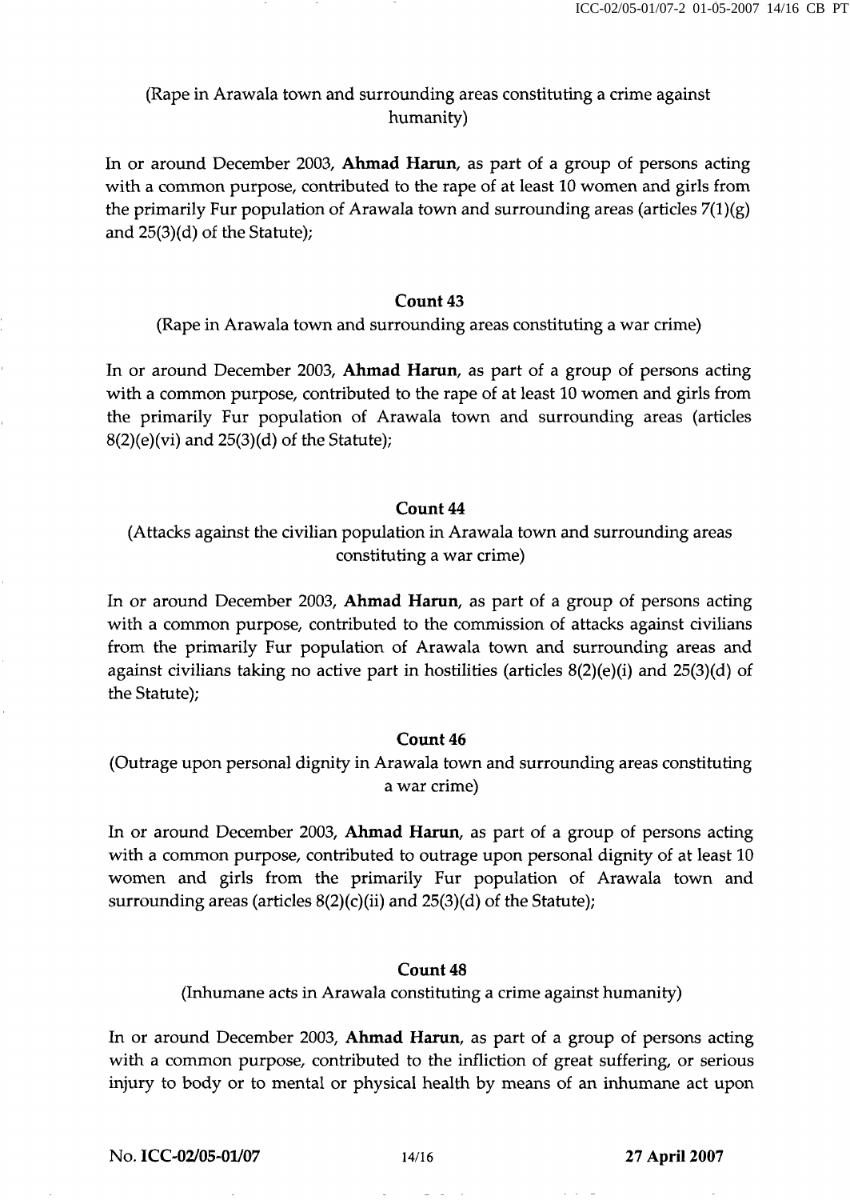(Rape in Arawala town and surrounding areas constituting a crime against humanity)

In or around December 2003, **Ahmad Harun**, as part of a group of persons acting with a common purpose, contributed to the rape of at least 10 women and girls from the primarily Fur population of Arawala town and surrounding areas (articles 7(1)(g) and 25(3)(d) of the Statute);

### Count 43

(Rape in Arawala town and surrounding areas constituting a war crime)

In or around December 2003, **Ahmad Harun**, as part of a group of persons acting with a common purpose, contributed to the rape of at least 10 women and girls from the primarily Fur population of Arawala town and surrounding areas (articles 8(2)(e)(vi) and 25(3)(d) of the Statute);

### Count 44

(Attacks against the civilian population in Arawala town and surrounding areas constituting a war crime)

In or around December 2003, **Ahmad Harun**, as part of a group of persons acting with a common purpose, contributed to the commission of attacks against civilians from the primarily Fur population of Arawala town and surrounding areas and against civilians taking no active part in hostilities (articles 8(2)(e)(i) and 25(3)(d) of the Statute);

### Count 46

(Outrage upon personal dignity in Arawala town and surrounding areas constituting a war crime)

In or around December 2003, **Ahmad Harun**, as part of a group of persons acting with a common purpose, contributed to outrage upon personal dignity of at least 10 women and girls from the primarily Fur population of Arawala town and surrounding areas (articles 8(2)(c)(ii) and 25(3)(d) of the Statute);

### Count 48

(Inhumane acts in Arawala constituting a crime against humanity)

In or around December 2003, **Ahmad Harun**, as part of a group of persons acting with a common purpose, contributed to the infliction of great suffering, or serious injury to body or to mental or physical health by means of an inhumane act upon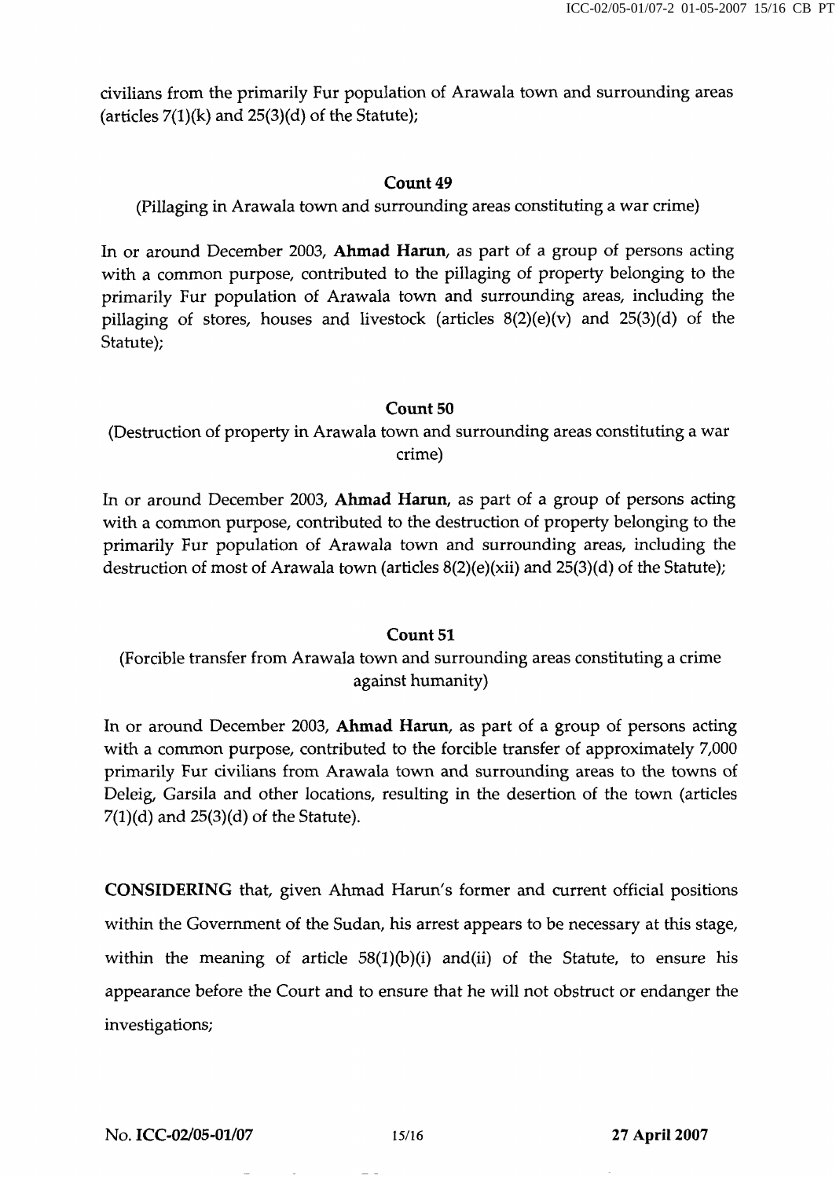civilians from the primarily Fur population of Arawala town and surrounding areas (articles 7(1)(k) and 25(3)(d) of the Statute);

**Count 49**

(Pillaging in Arawala town and surrounding areas constituting a war crime)

In or around December 2003, **Ahmad Harun**, as part of a group of persons acting with a common purpose, contributed to the pillaging of property belonging to the primarily Fur population of Arawala town and surrounding areas, including the pillaging of stores, houses and livestock (articles 8(2)(e)(v) and 25(3)(d) of the Statute);

**Count 50**

(Destruction of property in Arawala town and surrounding areas constituting a war crime)

In or around December 2003, **Ahmad Harun**, as part of a group of persons acting with a common purpose, contributed to the destruction of property belonging to the primarily Fur population of Arawala town and surrounding areas, including the destruction of most of Arawala town (articles 8(2)(e)(xii) and 25(3)(d) of the Statute);

**Count 51**

(Forcible transfer from Arawala town and surrounding areas constituting a crime against humanity)

In or around December 2003, **Ahmad Harun**, as part of a group of persons acting with a common purpose, contributed to the forcible transfer of approximately 7,000 primarily Fur civilians from Arawala town and surrounding areas to the towns of Deleig, Garsila and other locations, resulting in the desertion of the town (articles 7(1)(d) and 25(3)(d) of the Statute).

**CONSIDERING** that, given Ahmad Harun's former and current official positions within the Government of the Sudan, his arrest appears to be necessary at this stage, within the meaning of article 58(1)(b)(i) and(ii) of the Statute, to ensure his appearance before the Court and to ensure that he will not obstruct or endanger the investigations;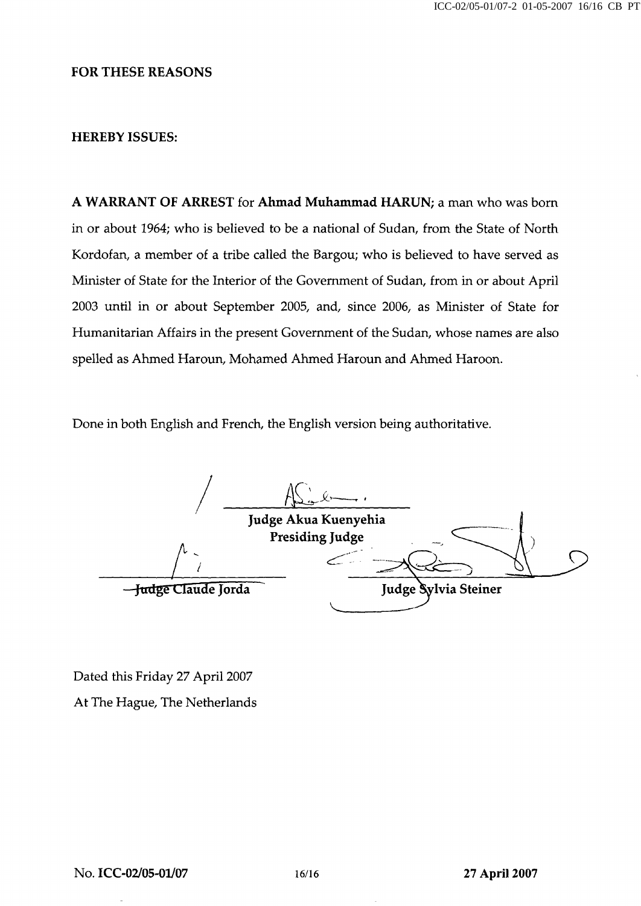**FOR THESE REASONS**

**HEREBY ISSUES:**

**A WARRANT OF ARREST** for **Ahmad Muhammad HARUN;** a man who was born in or about 1964; who is believed to be a national of Sudan, from the State of North Kordofan, a member of a tribe called the Bargou; who is believed to have served as Minister of State for the Interior of the Government of Sudan, from in or about April 2003 until in or about September 2005, and, since 2006, as Minister of State for Humanitarian Affairs in the present Government of the Sudan, whose names are also spelled as Ahmed Haroun, Mohamed Ahmed Haroun and Ahmed Haroon.

Done in both English and French, the English version being authoritative.

**Judge Akua Kuenyehia**
**Presiding Judge**

**Judge Claude Jorda**

**Judge Sylvia Steiner**

Dated this Friday 27 April 2007

At The Hague, The Netherlands

No. **ICC-02/05-01/07** **27 April 2007**